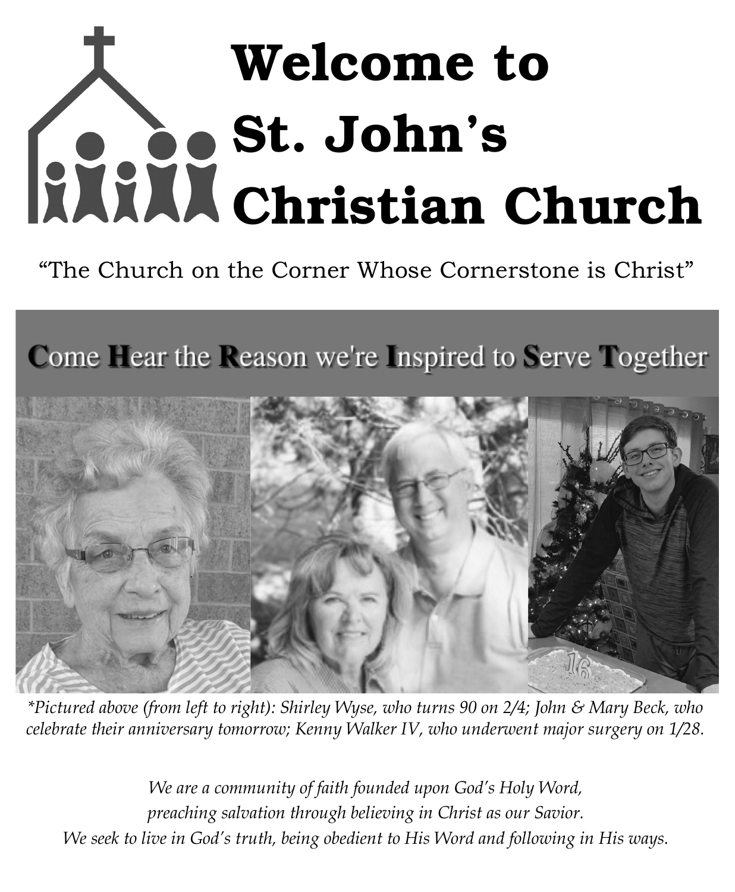# Welcome to St. John's Christian Church

"The Church on the Corner Whose Cornerstone is Christ"

**C**ome **H**ear the **R**eason we're **I**nspired to **S**erve **T**ogether

*\*Pictured above (from left to right): Shirley Wyse, who turns 90 on 2/4; John & Mary Beck, who celebrate their anniversary tomorrow; Kenny Walker IV, who underwent major surgery on 1/28.*

*We are a community of faith founded upon God's Holy Word,*
*preaching salvation through believing in Christ as our Savior.*
*We seek to live in God's truth, being obedient to His Word and following in His ways.*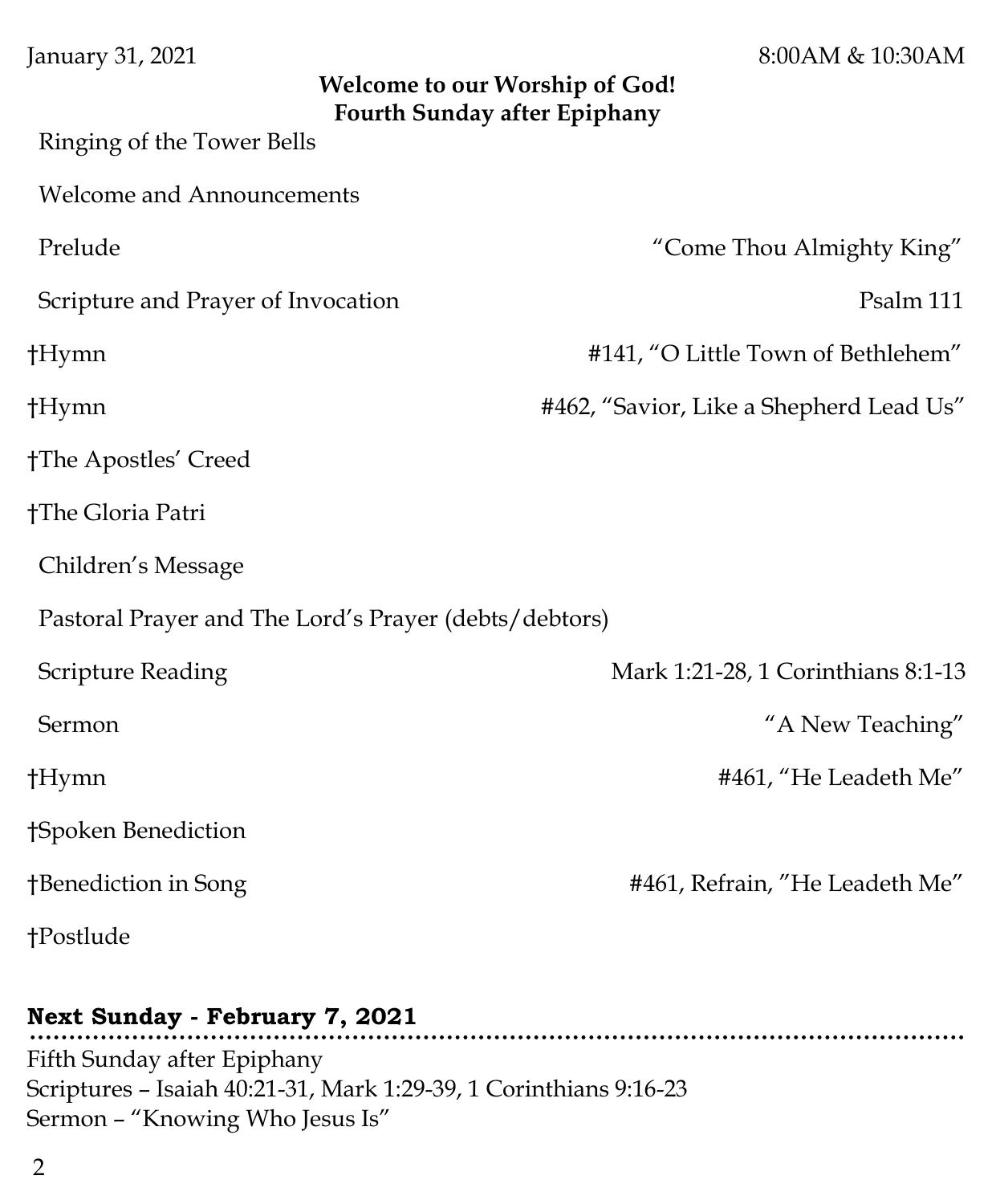January 31, 2021 8:00AM & 10:30AM

**Welcome to our Worship of God!**
**Fourth Sunday after Epiphany**

Ringing of the Tower Bells

Welcome and Announcements

Prelude “Come Thou Almighty King”

Scripture and Prayer of Invocation Psalm 111

†Hymn #141, “O Little Town of Bethlehem”

†Hymn #462, “Savior, Like a Shepherd Lead Us”

†The Apostles’ Creed

†The Gloria Patri

Children’s Message

Pastoral Prayer and The Lord’s Prayer (debts/debtors)

Scripture Reading Mark 1:21-28, 1 Corinthians 8:1-13

Sermon “A New Teaching”

†Hymn #461, “He Leadeth Me”

†Spoken Benediction

†Benediction in Song #461, Refrain, ”He Leadeth Me”

†Postlude

**Next Sunday - February 7, 2021**

Fifth Sunday after Epiphany
Scriptures – Isaiah 40:21-31, Mark 1:29-39, 1 Corinthians 9:16-23
Sermon – “Knowing Who Jesus Is”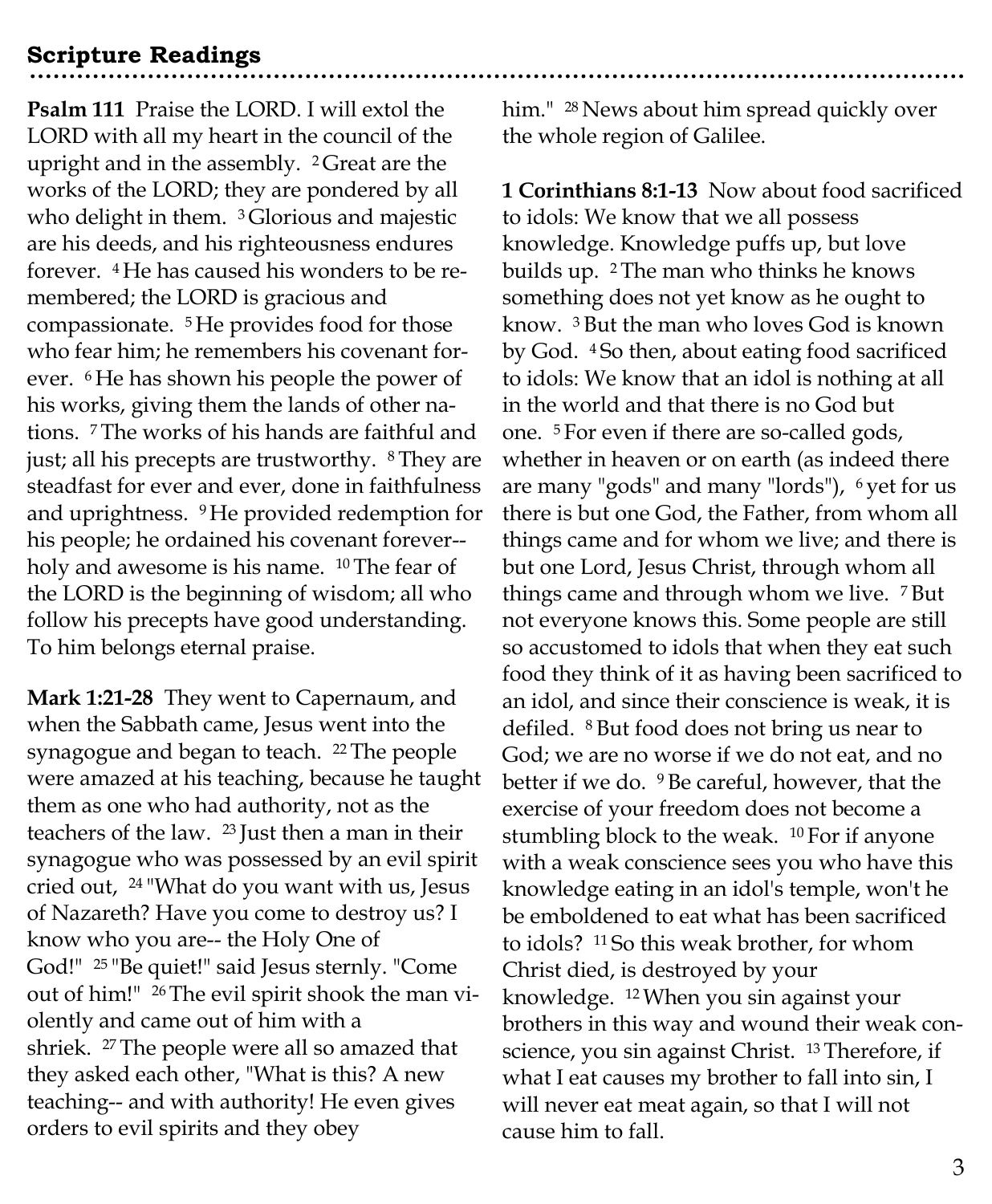## Scripture Readings

**Psalm 111** Praise the LORD. I will extol the LORD with all my heart in the council of the upright and in the assembly. [2] Great are the works of the LORD; they are pondered by all who delight in them. [3] Glorious and majestic are his deeds, and his righteousness endures forever. [4] He has caused his wonders to be remembered; the LORD is gracious and compassionate. [5] He provides food for those who fear him; he remembers his covenant forever. [6] He has shown his people the power of his works, giving them the lands of other nations. [7] The works of his hands are faithful and just; all his precepts are trustworthy. [8] They are steadfast for ever and ever, done in faithfulness and uprightness. [9] He provided redemption for his people; he ordained his covenant forever-- holy and awesome is his name. [10] The fear of the LORD is the beginning of wisdom; all who follow his precepts have good understanding. To him belongs eternal praise.

**Mark 1:21-28** They went to Capernaum, and when the Sabbath came, Jesus went into the synagogue and began to teach. [22] The people were amazed at his teaching, because he taught them as one who had authority, not as the teachers of the law. [23] Just then a man in their synagogue who was possessed by an evil spirit cried out, [24] "What do you want with us, Jesus of Nazareth? Have you come to destroy us? I know who you are-- the Holy One of God!" [25] "Be quiet!" said Jesus sternly. "Come out of him!" [26] The evil spirit shook the man violently and came out of him with a shriek. [27] The people were all so amazed that they asked each other, "What is this? A new teaching-- and with authority! He even gives orders to evil spirits and they obey him." [28] News about him spread quickly over the whole region of Galilee.

**1 Corinthians 8:1-13** Now about food sacrificed to idols: We know that we all possess knowledge. Knowledge puffs up, but love builds up. [2] The man who thinks he knows something does not yet know as he ought to know. [3] But the man who loves God is known by God. [4] So then, about eating food sacrificed to idols: We know that an idol is nothing at all in the world and that there is no God but one. [5] For even if there are so-called gods, whether in heaven or on earth (as indeed there are many "gods" and many "lords"), [6] yet for us there is but one God, the Father, from whom all things came and for whom we live; and there is but one Lord, Jesus Christ, through whom all things came and through whom we live. [7] But not everyone knows this. Some people are still so accustomed to idols that when they eat such food they think of it as having been sacrificed to an idol, and since their conscience is weak, it is defiled. [8] But food does not bring us near to God; we are no worse if we do not eat, and no better if we do. [9] Be careful, however, that the exercise of your freedom does not become a stumbling block to the weak. [10] For if anyone with a weak conscience sees you who have this knowledge eating in an idol's temple, won't he be emboldened to eat what has been sacrificed to idols? [11] So this weak brother, for whom Christ died, is destroyed by your knowledge. [12] When you sin against your brothers in this way and wound their weak conscience, you sin against Christ. [13] Therefore, if what I eat causes my brother to fall into sin, I will never eat meat again, so that I will not cause him to fall.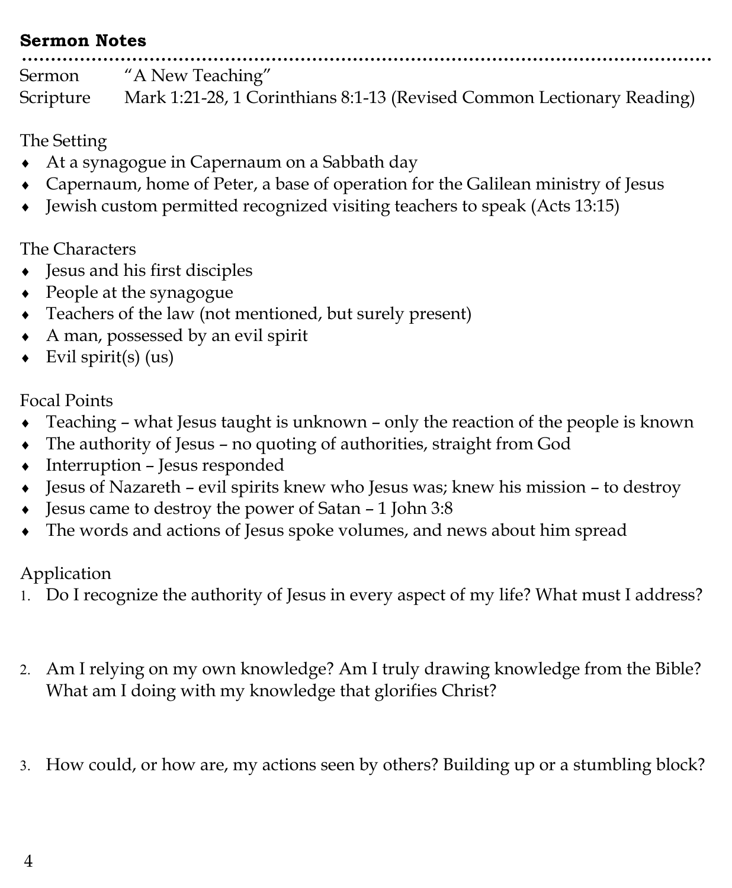**Sermon Notes**

| | |
|---|---|
| Sermon | "A New Teaching" |
| Scripture | Mark 1:21-28, 1 Corinthians 8:1-13 (Revised Common Lectionary Reading) |

The Setting

- At a synagogue in Capernaum on a Sabbath day
- Capernaum, home of Peter, a base of operation for the Galilean ministry of Jesus
- Jewish custom permitted recognized visiting teachers to speak (Acts 13:15)

The Characters

- Jesus and his first disciples
- People at the synagogue
- Teachers of the law (not mentioned, but surely present)
- A man, possessed by an evil spirit
- Evil spirit(s) (us)

Focal Points

- Teaching – what Jesus taught is unknown – only the reaction of the people is known
- The authority of Jesus – no quoting of authorities, straight from God
- Interruption – Jesus responded
- Jesus of Nazareth – evil spirits knew who Jesus was; knew his mission – to destroy
- Jesus came to destroy the power of Satan – 1 John 3:8
- The words and actions of Jesus spoke volumes, and news about him spread

Application

1. Do I recognize the authority of Jesus in every aspect of my life? What must I address?
2. Am I relying on my own knowledge? Am I truly drawing knowledge from the Bible? What am I doing with my knowledge that glorifies Christ?
3. How could, or how are, my actions seen by others? Building up or a stumbling block?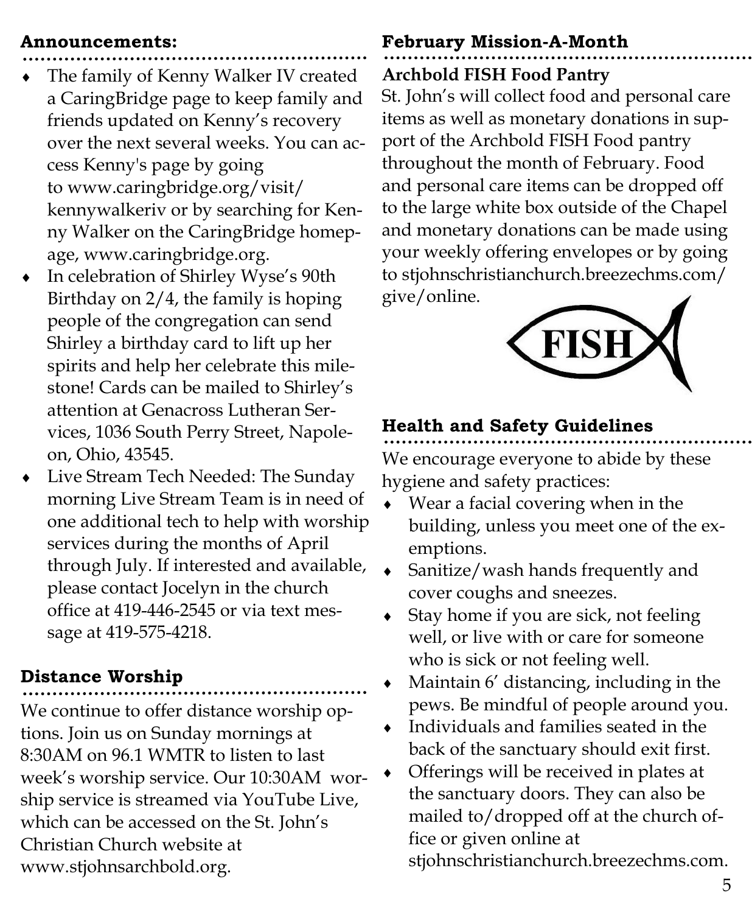## Announcements:

- The family of Kenny Walker IV created a CaringBridge page to keep family and friends updated on Kenny's recovery over the next several weeks. You can access Kenny's page by going to www.caringbridge.org/visit/kennywalkeriv or by searching for Kenny Walker on the CaringBridge homepage, www.caringbridge.org.
- In celebration of Shirley Wyse's 90th Birthday on 2/4, the family is hoping people of the congregation can send Shirley a birthday card to lift up her spirits and help her celebrate this milestone! Cards can be mailed to Shirley's attention at Genacross Lutheran Services, 1036 South Perry Street, Napoleon, Ohio, 43545.
- Live Stream Tech Needed: The Sunday morning Live Stream Team is in need of one additional tech to help with worship services during the months of April through July. If interested and available, please contact Jocelyn in the church office at 419-446-2545 or via text message at 419-575-4218.

## Distance Worship

We continue to offer distance worship options. Join us on Sunday mornings at 8:30AM on 96.1 WMTR to listen to last week's worship service. Our 10:30AM worship service is streamed via YouTube Live, which can be accessed on the St. John's Christian Church website at www.stjohnsarchbold.org.

## February Mission-A-Month

**Archbold FISH Food Pantry**

St. John's will collect food and personal care items as well as monetary donations in support of the Archbold FISH Food pantry throughout the month of February. Food and personal care items can be dropped off to the large white box outside of the Chapel and monetary donations can be made using your weekly offering envelopes or by going to stjohnschristianchurch.breezechms.com/give/online.

FISH

## Health and Safety Guidelines

We encourage everyone to abide by these hygiene and safety practices:

- Wear a facial covering when in the building, unless you meet one of the exemptions.
- Sanitize/wash hands frequently and cover coughs and sneezes.
- Stay home if you are sick, not feeling well, or live with or care for someone who is sick or not feeling well.
- Maintain 6' distancing, including in the pews. Be mindful of people around you.
- Individuals and families seated in the back of the sanctuary should exit first.
- Offerings will be received in plates at the sanctuary doors. They can also be mailed to/dropped off at the church office or given online at stjohnschristianchurch.breezechms.com.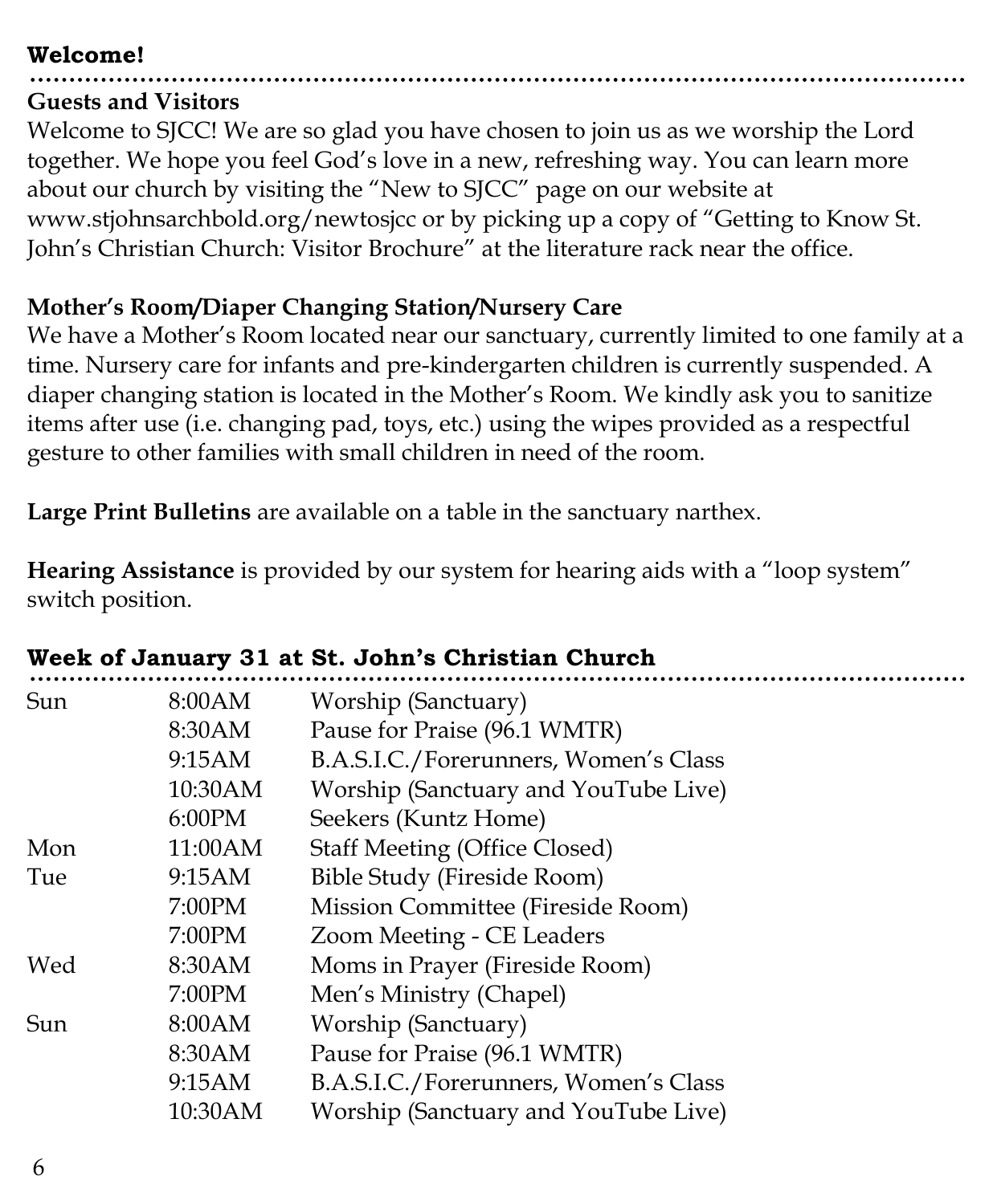## Welcome!

### Guests and Visitors

Welcome to SJCC! We are so glad you have chosen to join us as we worship the Lord together. We hope you feel God's love in a new, refreshing way. You can learn more about our church by visiting the "New to SJCC" page on our website at www.stjohnsarchbold.org/newtosjcc or by picking up a copy of "Getting to Know St. John's Christian Church: Visitor Brochure" at the literature rack near the office.

### Mother's Room/Diaper Changing Station/Nursery Care

We have a Mother's Room located near our sanctuary, currently limited to one family at a time. Nursery care for infants and pre-kindergarten children is currently suspended. A diaper changing station is located in the Mother's Room. We kindly ask you to sanitize items after use (i.e. changing pad, toys, etc.) using the wipes provided as a respectful gesture to other families with small children in need of the room.

**Large Print Bulletins** are available on a table in the sanctuary narthex.

**Hearing Assistance** is provided by our system for hearing aids with a "loop system" switch position.

## Week of January 31 at St. John's Christian Church

| | | |
|---|---|---|
| Sun | 8:00AM | Worship (Sanctuary) |
| | 8:30AM | Pause for Praise (96.1 WMTR) |
| | 9:15AM | B.A.S.I.C./Forerunners, Women's Class |
| | 10:30AM | Worship (Sanctuary and YouTube Live) |
| | 6:00PM | Seekers (Kuntz Home) |
| Mon | 11:00AM | Staff Meeting (Office Closed) |
| Tue | 9:15AM | Bible Study (Fireside Room) |
| | 7:00PM | Mission Committee (Fireside Room) |
| | 7:00PM | Zoom Meeting - CE Leaders |
| Wed | 8:30AM | Moms in Prayer (Fireside Room) |
| | 7:00PM | Men's Ministry (Chapel) |
| Sun | 8:00AM | Worship (Sanctuary) |
| | 8:30AM | Pause for Praise (96.1 WMTR) |
| | 9:15AM | B.A.S.I.C./Forerunners, Women's Class |
| | 10:30AM | Worship (Sanctuary and YouTube Live) |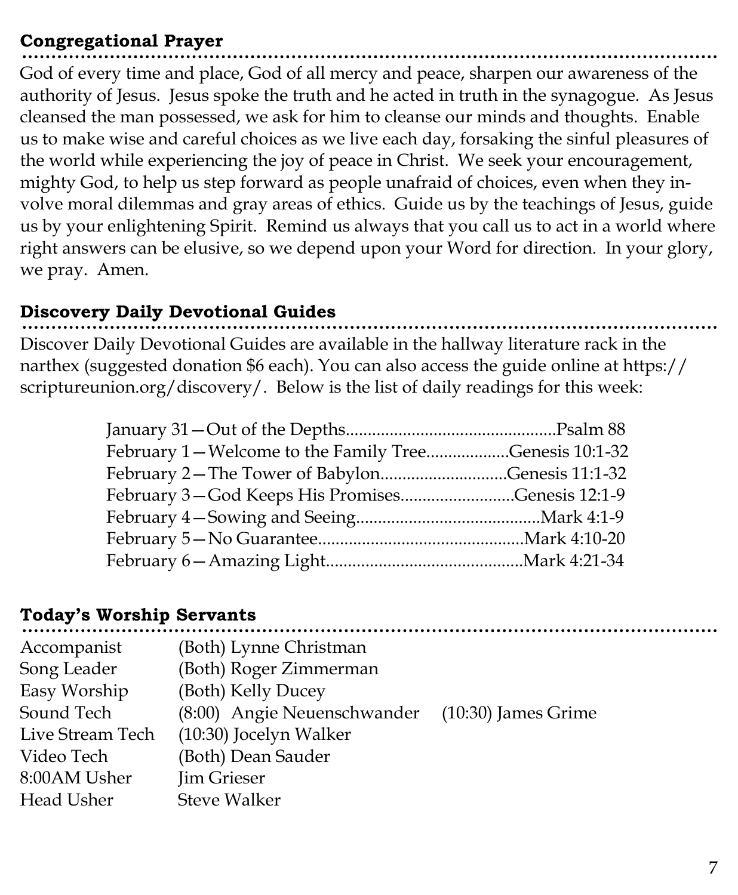## Congregational Prayer

God of every time and place, God of all mercy and peace, sharpen our awareness of the authority of Jesus. Jesus spoke the truth and he acted in truth in the synagogue. As Jesus cleansed the man possessed, we ask for him to cleanse our minds and thoughts. Enable us to make wise and careful choices as we live each day, forsaking the sinful pleasures of the world while experiencing the joy of peace in Christ. We seek your encouragement, mighty God, to help us step forward as people unafraid of choices, even when they involve moral dilemmas and gray areas of ethics. Guide us by the teachings of Jesus, guide us by your enlightening Spirit. Remind us always that you call us to act in a world where right answers can be elusive, so we depend upon your Word for direction. In your glory, we pray. Amen.

## Discovery Daily Devotional Guides

Discover Daily Devotional Guides are available in the hallway literature rack in the narthex (suggested donation $6 each). You can also access the guide online at https://scriptureunion.org/discovery/. Below is the list of daily readings for this week:

January 31—Out of the Depths................................................Psalm 88
February 1—Welcome to the Family Tree..................Genesis 10:1-32
February 2—The Tower of Babylon............................Genesis 11:1-32
February 3—God Keeps His Promises..........................Genesis 12:1-9
February 4—Sowing and Seeing..........................................Mark 4:1-9
February 5—No Guarantee...............................................Mark 4:10-20
February 6—Amazing Light............................................Mark 4:21-34

## Today's Worship Servants

| | | |
|---|---|---|
| Accompanist | (Both) Lynne Christman | |
| Song Leader | (Both) Roger Zimmerman | |
| Easy Worship | (Both) Kelly Ducey | |
| Sound Tech | (8:00) Angie Neuenschwander | (10:30) James Grime |
| Live Stream Tech | (10:30) Jocelyn Walker | |
| Video Tech | (Both) Dean Sauder | |
| 8:00AM Usher | Jim Grieser | |
| Head Usher | Steve Walker | |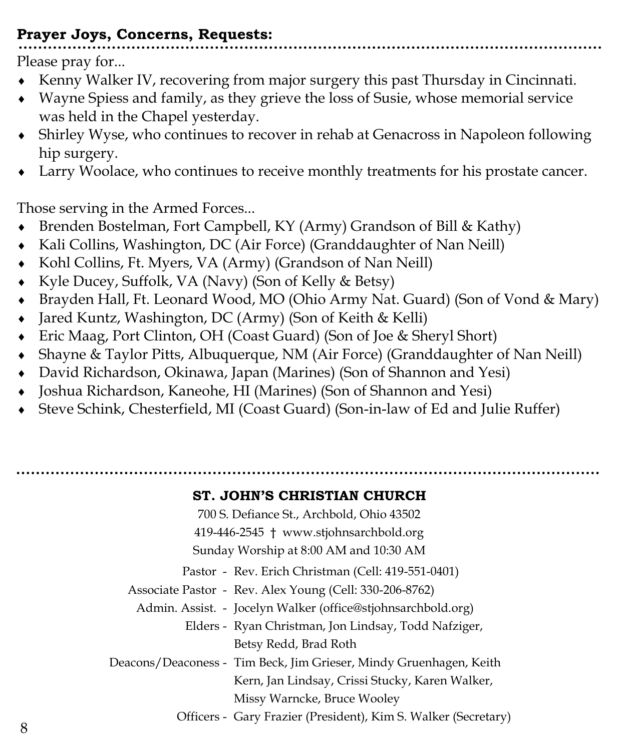**Prayer Joys, Concerns, Requests:**

Please pray for...

- Kenny Walker IV, recovering from major surgery this past Thursday in Cincinnati.
- Wayne Spiess and family, as they grieve the loss of Susie, whose memorial service was held in the Chapel yesterday.
- Shirley Wyse, who continues to recover in rehab at Genacross in Napoleon following hip surgery.
- Larry Woolace, who continues to receive monthly treatments for his prostate cancer.

Those serving in the Armed Forces...

- Brenden Bostelman, Fort Campbell, KY (Army) Grandson of Bill & Kathy)
- Kali Collins, Washington, DC (Air Force) (Granddaughter of Nan Neill)
- Kohl Collins, Ft. Myers, VA (Army) (Grandson of Nan Neill)
- Kyle Ducey, Suffolk, VA (Navy) (Son of Kelly & Betsy)
- Brayden Hall, Ft. Leonard Wood, MO (Ohio Army Nat. Guard) (Son of Vond & Mary)
- Jared Kuntz, Washington, DC (Army) (Son of Keith & Kelli)
- Eric Maag, Port Clinton, OH (Coast Guard) (Son of Joe & Sheryl Short)
- Shayne & Taylor Pitts, Albuquerque, NM (Air Force) (Granddaughter of Nan Neill)
- David Richardson, Okinawa, Japan (Marines) (Son of Shannon and Yesi)
- Joshua Richardson, Kaneohe, HI (Marines) (Son of Shannon and Yesi)
- Steve Schink, Chesterfield, MI (Coast Guard) (Son-in-law of Ed and Julie Ruffer)

**ST. JOHN'S CHRISTIAN CHURCH**

700 S. Defiance St., Archbold, Ohio 43502

419-446-2545 † www.stjohnsarchbold.org

Sunday Worship at 8:00 AM and 10:30 AM

Pastor - Rev. Erich Christman (Cell: 419-551-0401)

Associate Pastor - Rev. Alex Young (Cell: 330-206-8762)

Admin. Assist. - Jocelyn Walker (office@stjohnsarchbold.org)

Elders - Ryan Christman, Jon Lindsay, Todd Nafziger, Betsy Redd, Brad Roth

Deacons/Deaconess - Tim Beck, Jim Grieser, Mindy Gruenhagen, Keith Kern, Jan Lindsay, Crissi Stucky, Karen Walker, Missy Warncke, Bruce Wooley

Officers - Gary Frazier (President), Kim S. Walker (Secretary)